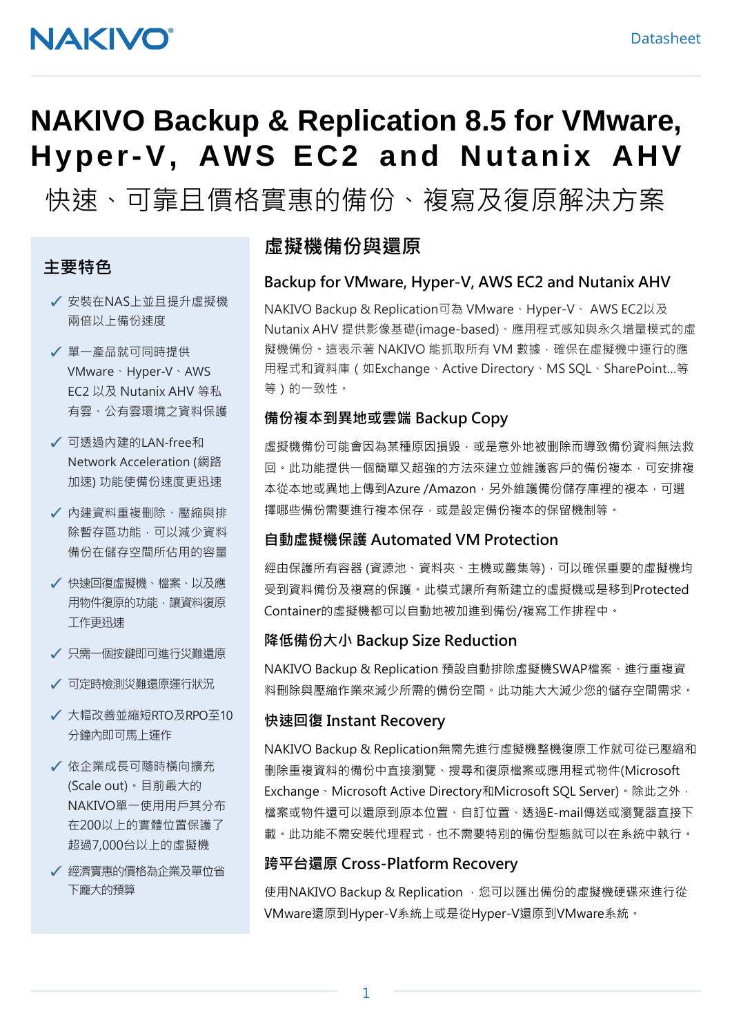NAKIVO

Datasheet

# NAKIVO Backup & Replication 8.5 for VMware, Hyper-V, AWS EC2 and Nutanix AHV

## 快速、可靠且價格實惠的備份、複寫及復原解決方案

### 主要特色

- ✓ 安裝在NAS上並且提升虛擬機兩倍以上備份速度
- ✓ 單一產品就可同時提供 VMware、Hyper-V、AWS EC2 以及 Nutanix AHV 等私有雲、公有雲環境之資料保護
- ✓ 可透過內建的LAN-free和Network Acceleration (網路加速) 功能使備份速度更迅速
- ✓ 內建資料重複刪除、壓縮與排除暫存區功能，可以減少資料備份在儲存空間所佔用的容量
- ✓ 快速回復虛擬機、檔案、以及應用物件復原的功能，讓資料復原工作更迅速
- ✓ 只需一個按鍵即可進行災難還原
- ✓ 可定時檢測災難還原運行狀況
- ✓ 大幅改善並縮短RTO及RPO至10分鐘內即可馬上運作
- ✓ 依企業成長可隨時橫向擴充 (Scale out)。目前最大的NAKIVO單一使用用戶其分布在200以上的實體位置保護了超過7,000台以上的虛擬機
- ✓ 經濟實惠的價格為企業及單位省下龐大的預算

## 虛擬機備份與還原

### Backup for VMware, Hyper-V, AWS EC2 and Nutanix AHV

NAKIVO Backup & Replication可為 VMware、Hyper-V、 AWS EC2以及 Nutanix AHV 提供影像基礎(image-based)、應用程式感知與永久增量模式的虛擬機備份。這表示著 NAKIVO 能抓取所有 VM 數據，確保在虛擬機中運行的應用程式和資料庫 ( 如Exchange、Active Directory、MS SQL、SharePoint…等等 ) 的一致性。

### 備份複本到異地或雲端 Backup Copy

虛擬機備份可能會因為某種原因損毀，或是意外地被刪除而導致備份資料無法救回。此功能提供一個簡單又超強的方法來建立並維護客戶的備份複本，可安排複本從本地或異地上傳到Azure /Amazon，另外維護備份儲存庫裡的複本，可選擇哪些備份需要進行複本保存，或是設定備份複本的保留機制等。

### 自動虛擬機保護 Automated VM Protection

經由保護所有容器 (資源池、資料夾、主機或叢集等)，可以確保重要的虛擬機均受到資料備份及複寫的保護。此模式讓所有新建立的虛擬機或是移到Protected Container的虛擬機都可以自動地被加進到備份/複寫工作排程中。

### 降低備份大小 Backup Size Reduction

NAKIVO Backup & Replication 預設自動排除虛擬機SWAP檔案、進行重複資料刪除與壓縮作業來減少所需的備份空間。此功能大大減少您的儲存空間需求。

### 快速回復 Instant Recovery

NAKIVO Backup & Replication無需先進行虛擬機整機復原工作就可從已壓縮和刪除重複資料的備份中直接瀏覽、搜尋和復原檔案或應用程式物件(Microsoft Exchange、Microsoft Active Directory和Microsoft SQL Server)。除此之外，檔案或物件還可以還原到原本位置、自訂位置、透過E-mail傳送或瀏覽器直接下載。此功能不需安裝代理程式，也不需要特別的備份型態就可以在系統中執行。

### 跨平台還原 Cross-Platform Recovery

使用NAKIVO Backup & Replication ，您可以匯出備份的虛擬機硬碟來進行從VMware還原到Hyper-V系統上或是從Hyper-V還原到VMware系統。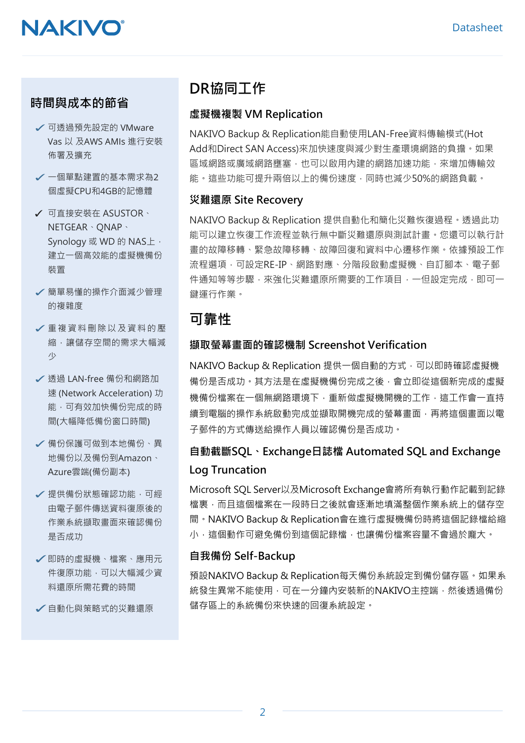## 時間與成本的節省

- ✓ 可透過預先設定的 VMware Vas 以 及AWS AMIs 進行安裝佈署及擴充
- ✓ 一個單點建置的基本需求為2個虛擬CPU和4GB的記憶體
- ✓ 可直接安裝在 ASUSTOR、NETGEAR、QNAP、Synology 或 WD 的 NAS上，建立一個高效能的虛擬機備份裝置
- ✓ 簡單易懂的操作介面減少管理的複雜度
- ✓ 重複資料刪除以及資料的壓縮，讓儲存空間的需求大幅減少
- ✓ 透過 LAN-free 備份和網路加速 (Network Acceleration) 功能，可有效加快備份完成的時間(大幅降低備份窗口時間)
- ✓ 備份保護可做到本地備份、異地備份以及備份到Amazon、Azure雲端(備份副本)
- ✓ 提供備份狀態確認功能，可經由電子郵件傳送資料復原後的作業系統擷取畫面來確認備份是否成功
- ✓ 即時的虛擬機、檔案、應用元件復原功能，可以大幅減少資料還原所需花費的時間
- ✓ 自動化與策略式的災難還原

## DR協同工作

### 虛擬機複製 VM Replication

NAKIVO Backup & Replication能自動使用LAN-Free資料傳輸模式(Hot Add和Direct SAN Access)來加快速度與減少對生產環境網路的負擔。如果區域網路或廣域網路壅塞，也可以啟用內建的網路加速功能，來增加傳輸效能。這些功能可提升兩倍以上的備份速度，同時也減少50%的網路負載。

### 災難還原 Site Recovery

NAKIVO Backup & Replication 提供自動化和簡化災難恢復過程。透過此功能可以建立恢復工作流程並執行無中斷災難還原與測試計畫。您還可以執行計畫的故障移轉、緊急故障移轉、故障回復和資料中心遷移作業。依據預設工作流程選項，可設定RE-IP、網路對應、分階段啟動虛擬機、自訂腳本、電子郵件通知等等步驟，來強化災難還原所需要的工作項目，一但設定完成，即可一鍵運行作業。

## 可靠性

### 擷取螢幕畫面的確認機制 Screenshot Verification

NAKIVO Backup & Replication 提供一個自動的方式，可以即時確認虛擬機備份是否成功。其方法是在虛擬機備份完成之後，會立即從這個新完成的虛擬機備份檔案在一個無網路環境下，重新做虛擬機開機的工作，這工作會一直持續到電腦的操作系統啟動完成並擷取開機完成的螢幕畫面，再將這個畫面以電子郵件的方式傳送給操作人員以確認備份是否成功。

### 自動截斷SQL、Exchange日誌檔 Automated SQL and Exchange Log Truncation

Microsoft SQL Server以及Microsoft Exchange會將所有執行動作記載到記錄檔裏，而且這個檔案在一段時日之後就會逐漸地填滿整個作業系統上的儲存空間。NAKIVO Backup & Replication會在進行虛擬機備份時將這個記錄檔給縮小，這個動作可避免備份到這個記錄檔，也讓備份檔案容量不會過於龐大。

### 自我備份 Self-Backup

預設NAKIVO Backup & Replication每天備份系統設定到備份儲存區。如果系統發生異常不能使用，可在一分鐘內安裝新的NAKIVO主控端，然後透過備份儲存區上的系統備份來快速的回復系統設定。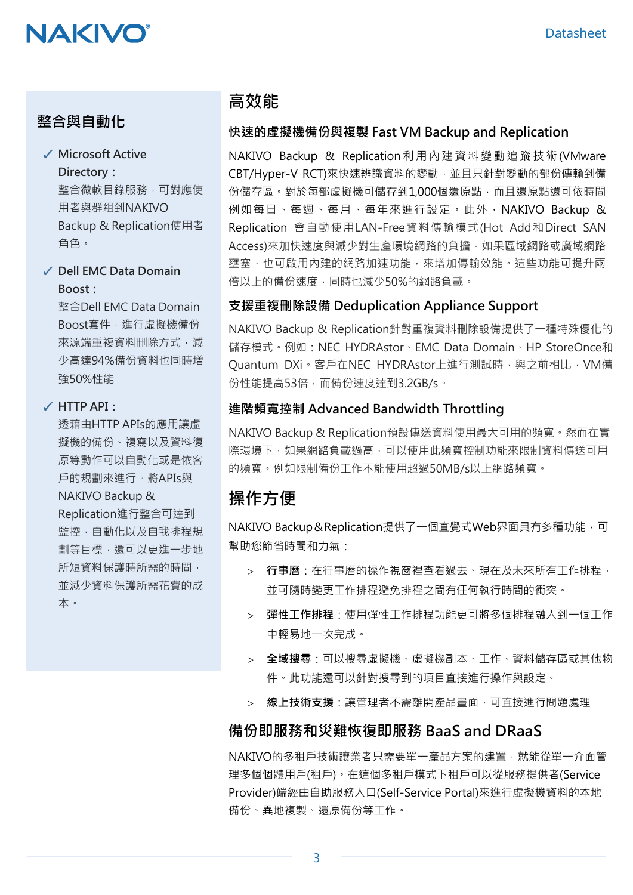## 整合與自動化

- ✓ **Microsoft Active Directory：**
  整合微軟目錄服務，可對應使用者與群組到NAKIVO Backup & Replication使用者角色。

- ✓ **Dell EMC Data Domain Boost：**
  整合Dell EMC Data Domain Boost套件，進行虛擬機備份來源端重複資料刪除方式，減少高達94%備份資料也同時增強50%性能

- ✓ **HTTP API：**
  透藉由HTTP APIs的應用讓虛擬機的備份、複寫以及資料復原等動作可以自動化或是依客戶的規劃來進行。將APIs與NAKIVO Backup & Replication進行整合可達到監控，自動化以及自我排程規劃等目標，還可以更進一步地所短資料保護時所需的時間，並減少資料保護所需花費的成本。

## 高效能

### 快速的虛擬機備份與複製 Fast VM Backup and Replication

NAKIVO Backup & Replication利用內建資料變動追蹤技術(VMware CBT/Hyper-V RCT)來快速辨識資料的變動，並且只針對變動的部份傳輸到備份儲存區。對於每部虛擬機可儲存到1,000個還原點，而且還原點還可依時間例如每日、每週、每月、每年來進行設定。此外，NAKIVO Backup & Replication 會自動使用LAN-Free資料傳輸模式(Hot Add和Direct SAN Access)來加快速度與減少對生產環境網路的負擔。如果區域網路或廣域網路壅塞，也可啟用內建的網路加速功能，來增加傳輸效能。這些功能可提升兩倍以上的備份速度，同時也減少50%的網路負載。

### 支援重複刪除設備 Deduplication Appliance Support

NAKIVO Backup & Replication針對重複資料刪除設備提供了一種特殊優化的儲存模式。例如：NEC HYDRAstor、EMC Data Domain、HP StoreOnce和Quantum DXi。客戶在NEC HYDRAstor上進行測試時，與之前相比，VM備份性能提高53倍，而備份速度達到3.2GB/s。

### 進階頻寬控制 Advanced Bandwidth Throttling

NAKIVO Backup & Replication預設傳送資料使用最大可用的頻寬。然而在實際環境下，如果網路負載過高，可以使用此頻寬控制功能來限制資料傳送可用的頻寬。例如限制備份工作不能使用超過50MB/s以上網路頻寬。

## 操作方便

NAKIVO Backup＆Replication提供了一個直覺式Web界面具有多種功能，可幫助您節省時間和力氣：

- > **行事曆**：在行事曆的操作視窗裡查看過去、現在及未來所有工作排程，並可隨時變更工作排程避免排程之間有任何執行時間的衝突。
- > **彈性工作排程**：使用彈性工作排程功能更可將多個排程融入到一個工作中輕易地一次完成。
- > **全域搜尋**：可以搜尋虛擬機、虛擬機副本、工作、資料儲存區或其他物件。此功能還可以針對搜尋到的項目直接進行操作與設定。
- > **線上技術支援**：讓管理者不需離開產品畫面，可直接進行問題處理

### 備份即服務和災難恢復即服務 BaaS and DRaaS

NAKIVO的多租戶技術讓業者只需要單一產品方案的建置，就能從單一介面管理多個個體用戶(租戶)。在這個多租戶模式下租戶可以從服務提供者(Service Provider)端經由自助服務入口(Self-Service Portal)來進行虛擬機資料的本地備份、異地複製、還原備份等工作。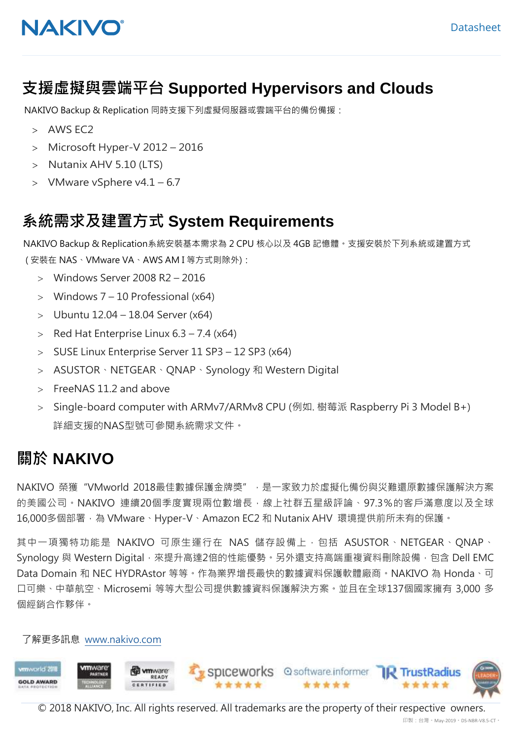## 支援虛擬與雲端平台 Supported Hypervisors and Clouds

NAKIVO Backup & Replication 同時支援下列虛擬伺服器或雲端平台的備份備援：

- AWS EC2
- Microsoft Hyper-V 2012 – 2016
- Nutanix AHV 5.10 (LTS)
- VMware vSphere v4.1 – 6.7

## 系統需求及建置方式 System Requirements

NAKIVO Backup & Replication系統安裝基本需求為 2 CPU 核心以及 4GB 記憶體。支援安裝於下列系統或建置方式 ( 安裝在 NAS、VMware VA、AWS AM I 等方式則除外)：

- Windows Server 2008 R2 – 2016
- Windows 7 – 10 Professional (x64)
- Ubuntu 12.04 – 18.04 Server (x64)
- Red Hat Enterprise Linux 6.3 – 7.4 (x64)
- SUSE Linux Enterprise Server 11 SP3 – 12 SP3 (x64)
- ASUSTOR、NETGEAR、QNAP、Synology 和 Western Digital
- FreeNAS 11.2 and above
- Single-board computer with ARMv7/ARMv8 CPU (例如. 樹莓派 Raspberry Pi 3 Model B+)
  詳細支援的NAS型號可參閱系統需求文件。

## 關於 NAKIVO

NAKIVO 榮獲 "VMworld 2018最佳數據保護金牌獎" ，是一家致力於虛擬化備份與災難還原數據保護解決方案的美國公司。NAKIVO 連續20個季度實現兩位數增長，線上社群五星級評論、97.3%的客戶滿意度以及全球16,000多個部署，為 VMware、Hyper-V、Amazon EC2 和 Nutanix AHV 環境提供前所未有的保護。

其中一項獨特功能是 NAKIVO 可原生運行在 NAS 儲存設備上，包括 ASUSTOR、NETGEAR、QNAP、Synology 與 Western Digital，來提升高達2倍的性能優勢。另外還支持高端重複資料刪除設備，包含 Dell EMC Data Domain 和 NEC HYDRAstor 等等。作為業界增長最快的數據資料保護軟體廠商。NAKIVO 為 Honda、可口可樂、中華航空、Microsemi 等等大型公司提供數據資料保護解決方案。並且在全球137個國家擁有 3,000 多個經銷合作夥伴。

了解更多訊息 www.nakivo.com

© 2018 NAKIVO, Inc. All rights reserved. All trademarks are the property of their respective owners.

印製：台灣。May-2019。DS-NBR-V8.5-CT。